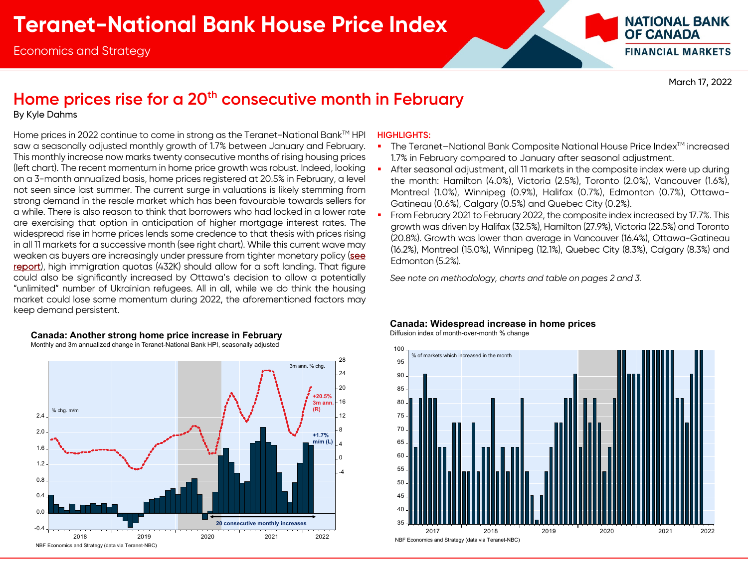# Teranet-National Bank House Price Index

Economics and Strategy

March 17, 2022

## Home prices rise for a 20th consecutive month in February

By Kyle Dahms

Home prices in 2022 continue to come in strong as the Teranet-National Bank™ HPI saw a seasonally adjusted monthly growth of 1.7% between January and February. This monthly increase now marks twenty consecutive months of rising housing prices (left chart). The recent momentum in home price growth was robust. Indeed, looking on a 3-month annualized basis, home prices registered at 20.5% in February, a level not seen since last summer. The current surge in valuations is likely stemming from strong demand in the resale market which has been favourable towards sellers for a while. There is also reason to think that borrowers who had locked in a lower rate are exercising that option in anticipation of higher mortgage interest rates. The widespread rise in home prices lends some credence to that thesis with prices rising in all 11 markets for a successive month (see right chart). While this current wave may weaken as buyers are increasingly under pressure from tighter monetary policy (see report), high immigration quotas (432K) should allow for a soft landing. That figure could also be significantly increased by Ottawa's decision to allow a potentially "unlimited" number of Ukrainian refugees. All in all, while we do think the housing market could lose some momentum during 2022, the aforementioned factors may keep demand persistent.

### HIGHLIGHTS:

- The Teranet–National Bank Composite National House Price Index™ increased 1.7% in February compared to January after seasonal adjustment.
- After seasonal adjustment, all 11 markets in the composite index were up during the month: Hamilton (4.0%), Victoria (2.5%), Toronto (2.0%), Vancouver (1.6%), Montreal (1.0%), Winnipeg (0.9%), Halifax (0.7%), Edmonton (0.7%), Ottawa-Gatineau (0.6%), Calgary (0.5%) and Quebec City (0.2%).
- From February 2021 to February 2022, the composite index increased by 17.7%. This growth was driven by Halifax (32.5%), Hamilton (27.9%), Victoria (22.5%) and Toronto (20.8%). Growth was lower than average in Vancouver (16.4%), Ottawa-Gatineau (16.2%), Montreal (15.0%), Winnipeg (12.1%), Quebec City (8.3%), Calgary (8.3%) and Edmonton (5.2%).

*See note on methodology, charts and table on pages 2 and 3.*

**Canada: Another strong home price increase in February**

Monthly and 3m annualized change in Teranet-National Bank HPI, seasonally adjusted

NBF Economics and Strategy (data via Teranet-NBC)

**Canada: Widespread increase in home prices**

Diffusion index of month-over-month % change

NBF Economics and Strategy (data via Teranet-NBC)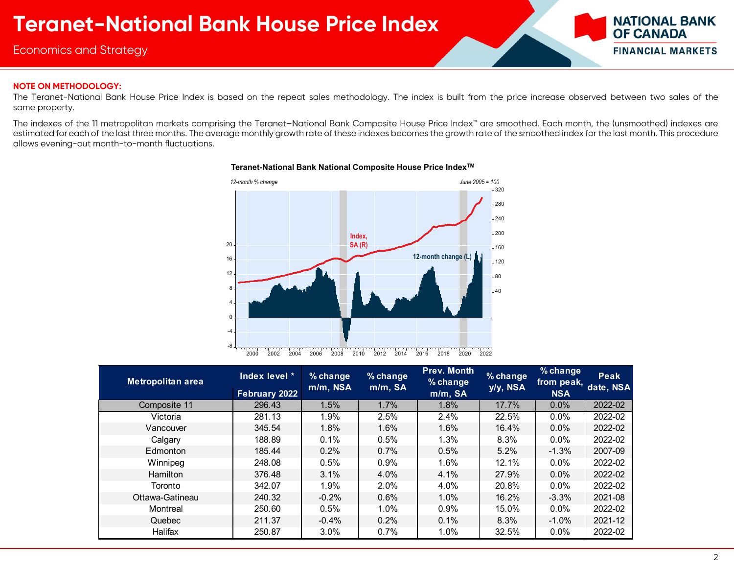**NOTE ON METHODOLOGY:**

The Teranet-National Bank House Price Index is based on the repeat sales methodology. The index is built from the price increase observed between two sales of the same property.

The indexes of the 11 metropolitan markets comprising the Teranet–National Bank Composite House Price Index™ are smoothed. Each month, the (unsmoothed) indexes are estimated for each of the last three months. The average monthly growth rate of these indexes becomes the growth rate of the smoothed index for the last month. This procedure allows evening-out month-to-month fluctuations.

**Teranet-National Bank National Composite House Price Index™**

| Metropolitan area | Index level * February 2022 | % change m/m, NSA | % change m/m, SA | Prev. Month % change m/m, SA | % change y/y, NSA | % change from peak, NSA | Peak date, NSA |
|---|---|---|---|---|---|---|---|
| Composite 11 | 296.43 | 1.5% | 1.7% | 1.8% | 17.7% | 0.0% | 2022-02 |
| Victoria | 281.13 | 1.9% | 2.5% | 2.4% | 22.5% | 0.0% | 2022-02 |
| Vancouver | 345.54 | 1.8% | 1.6% | 1.6% | 16.4% | 0.0% | 2022-02 |
| Calgary | 188.89 | 0.1% | 0.5% | 1.3% | 8.3% | 0.0% | 2022-02 |
| Edmonton | 185.44 | 0.2% | 0.7% | 0.5% | 5.2% | -1.3% | 2007-09 |
| Winnipeg | 248.08 | 0.5% | 0.9% | 1.6% | 12.1% | 0.0% | 2022-02 |
| Hamilton | 376.48 | 3.1% | 4.0% | 4.1% | 27.9% | 0.0% | 2022-02 |
| Toronto | 342.07 | 1.9% | 2.0% | 4.0% | 20.8% | 0.0% | 2022-02 |
| Ottawa-Gatineau | 240.32 | -0.2% | 0.6% | 1.0% | 16.2% | -3.3% | 2021-08 |
| Montreal | 250.60 | 0.5% | 1.0% | 0.9% | 15.0% | 0.0% | 2022-02 |
| Quebec | 211.37 | -0.4% | 0.2% | 0.1% | 8.3% | -1.0% | 2021-12 |
| Halifax | 250.87 | 3.0% | 0.7% | 1.0% | 32.5% | 0.0% | 2022-02 |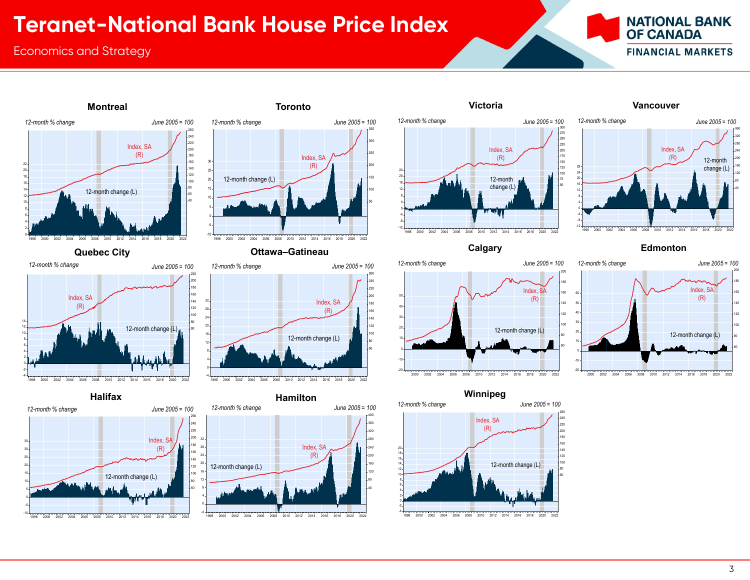# Teranet-National Bank House Price Index

Economics and Strategy

### Montreal

*12-month % change* — *June 2005 = 100*

Index, SA (R)

12-month change (L)

### Toronto

*12-month % change* — *June 2005 = 100*

Index, SA (R)

12-month change (L)

### Victoria

*12-month % change* — *June 2005 = 100*

Index, SA (R)

12-month change (L)

### Vancouver

*12-month % change* — *June 2005 = 100*

Index, SA (R)

12-month change (L)

### Quebec City

*12-month % change* — *June 2005 = 100*

Index, SA (R)

12-month change (L)

### Ottawa–Gatineau

*12-month % change* — *June 2005 = 100*

Index, SA (R)

12-month change (L)

### Calgary

*12-month % change* — *June 2005 = 100*

Index, SA (R)

12-month change (L)

### Edmonton

*12-month % change* — *June 2005 = 100*

Index, SA (R)

12-month change (L)

### Halifax

*12-month % change* — *June 2005 = 100*

Index, SA (R)

12-month change (L)

### Hamilton

*12-month % change* — *June 2005 = 100*

Index, SA (R)

12-month change (L)

### Winnipeg

*12-month % change* — *June 2005 = 100*

Index, SA (R)

12-month change (L)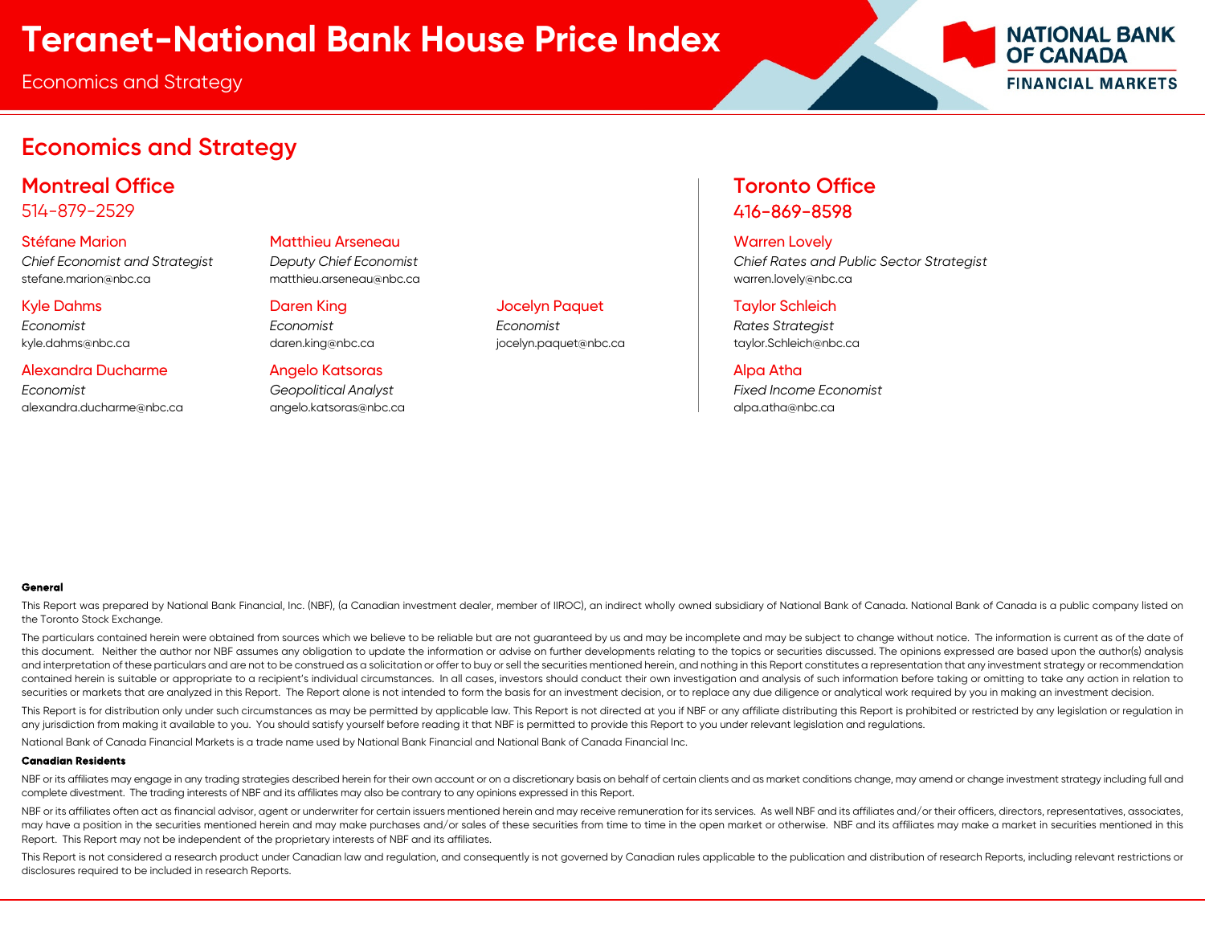# Teranet-National Bank House Price Index

Economics and Strategy

## Economics and Strategy

### Montreal Office
514-879-2529

**Stéfane Marion**
*Chief Economist and Strategist*
stefane.marion@nbc.ca

**Matthieu Arseneau**
*Deputy Chief Economist*
matthieu.arseneau@nbc.ca

**Kyle Dahms**
*Economist*
kyle.dahms@nbc.ca

**Daren King**
*Economist*
daren.king@nbc.ca

**Jocelyn Paquet**
*Economist*
jocelyn.paquet@nbc.ca

**Alexandra Ducharme**
*Economist*
alexandra.ducharme@nbc.ca

**Angelo Katsoras**
*Geopolitical Analyst*
angelo.katsoras@nbc.ca

### Toronto Office
416-869-8598

**Warren Lovely**
*Chief Rates and Public Sector Strategist*
warren.lovely@nbc.ca

**Taylor Schleich**
*Rates Strategist*
taylor.Schleich@nbc.ca

**Alpa Atha**
*Fixed Income Economist*
alpa.atha@nbc.ca

**General**

This Report was prepared by National Bank Financial, Inc. (NBF), (a Canadian investment dealer, member of IIROC), an indirect wholly owned subsidiary of National Bank of Canada. National Bank of Canada is a public company listed on the Toronto Stock Exchange.

The particulars contained herein were obtained from sources which we believe to be reliable but are not guaranteed by us and may be incomplete and may be subject to change without notice. The information is current as of the date of this document. Neither the author nor NBF assumes any obligation to update the information or advise on further developments relating to the topics or securities discussed. The opinions expressed are based upon the author(s) analysis and interpretation of these particulars and are not to be construed as a solicitation or offer to buy or sell the securities mentioned herein, and nothing in this Report constitutes a representation that any investment strategy or recommendation contained herein is suitable or appropriate to a recipient's individual circumstances. In all cases, investors should conduct their own investigation and analysis of such information before taking or omitting to take any action in relation to securities or markets that are analyzed in this Report. The Report alone is not intended to form the basis for an investment decision, or to replace any due diligence or analytical work required by you in making an investment decision.

This Report is for distribution only under such circumstances as may be permitted by applicable law. This Report is not directed at you if NBF or any affiliate distributing this Report is prohibited or restricted by any legislation or regulation in any jurisdiction from making it available to you. You should satisfy yourself before reading it that NBF is permitted to provide this Report to you under relevant legislation and regulations.

National Bank of Canada Financial Markets is a trade name used by National Bank Financial and National Bank of Canada Financial Inc.

**Canadian Residents**

NBF or its affiliates may engage in any trading strategies described herein for their own account or on a discretionary basis on behalf of certain clients and as market conditions change, may amend or change investment strategy including full and complete divestment. The trading interests of NBF and its affiliates may also be contrary to any opinions expressed in this Report.

NBF or its affiliates often act as financial advisor, agent or underwriter for certain issuers mentioned herein and may receive remuneration for its services. As well NBF and its affiliates and/or their officers, directors, representatives, associates, may have a position in the securities mentioned herein and may make purchases and/or sales of these securities from time to time in the open market or otherwise. NBF and its affiliates may make a market in securities mentioned in this Report. This Report may not be independent of the proprietary interests of NBF and its affiliates.

This Report is not considered a research product under Canadian law and regulation, and consequently is not governed by Canadian rules applicable to the publication and distribution of research Reports, including relevant restrictions or disclosures required to be included in research Reports.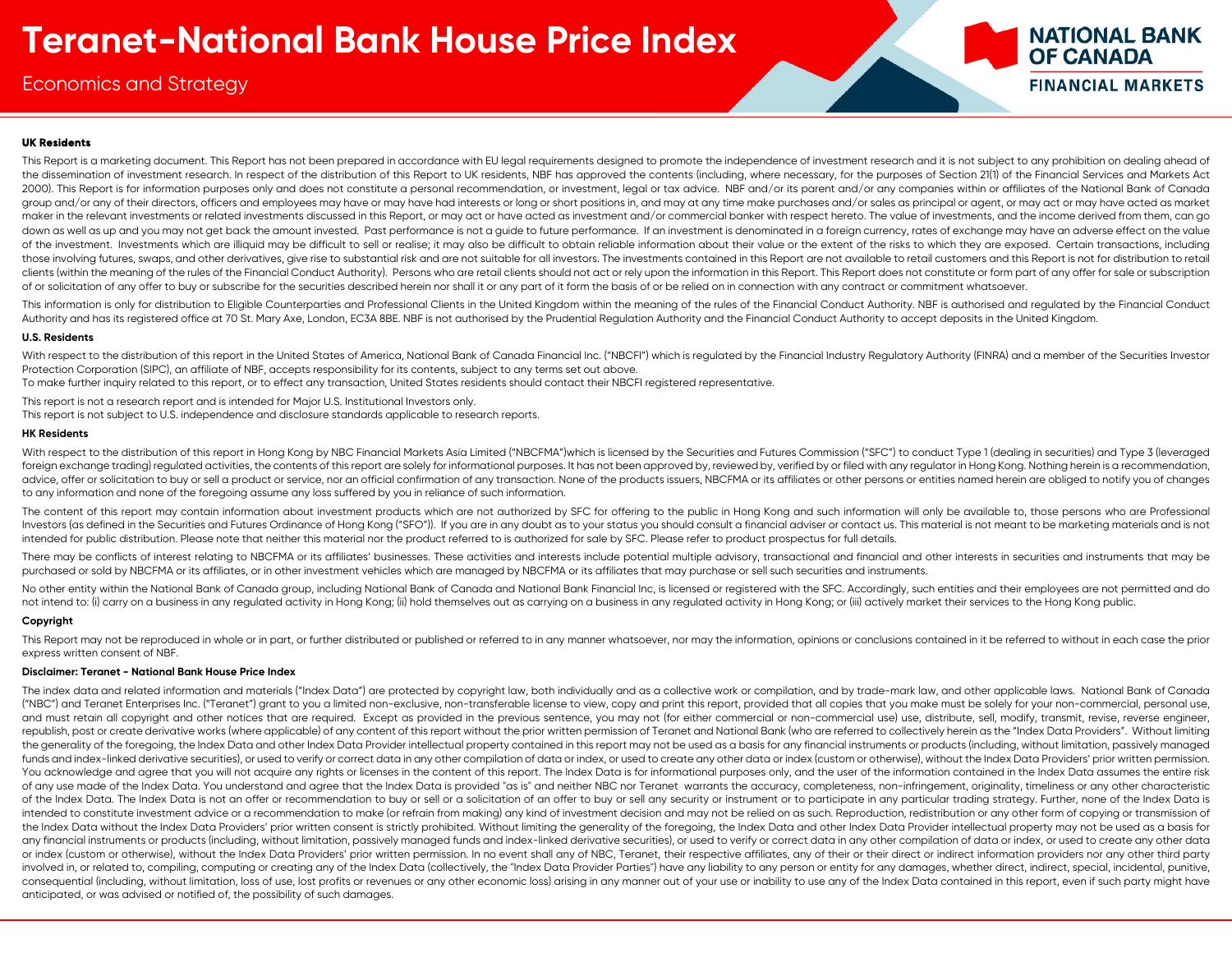# Teranet-National Bank House Price Index

Economics and Strategy

### UK Residents

This Report is a marketing document. This Report has not been prepared in accordance with EU legal requirements designed to promote the independence of investment research and it is not subject to any prohibition on dealing ahead of the dissemination of investment research. In respect of the distribution of this Report to UK residents, NBF has approved the contents (including, where necessary, for the purposes of Section 21(1) of the Financial Services and Markets Act 2000). This Report is for information purposes only and does not constitute a personal recommendation, or investment, legal or tax advice. NBF and/or its parent and/or any companies within or affiliates of the National Bank of Canada group and/or any of their directors, officers and employees may have or may have had interests or long or short positions in, and may at any time make purchases and/or sales as principal or agent, or may act or may have acted as market maker in the relevant investments or related investments discussed in this Report, or may act or have acted as investment and/or commercial banker with respect hereto. The value of investments, and the income derived from them, can go down as well as up and you may not get back the amount invested. Past performance is not a guide to future performance. If an investment is denominated in a foreign currency, rates of exchange may have an adverse effect on the value of the investment. Investments which are illiquid may be difficult to sell or realise; it may also be difficult to obtain reliable information about their value or the extent of the risks to which they are exposed. Certain transactions, including those involving futures, swaps, and other derivatives, give rise to substantial risk and are not suitable for all investors. The investments contained in this Report are not available to retail customers and this Report is not for distribution to retail clients (within the meaning of the rules of the Financial Conduct Authority). Persons who are retail clients should not act or rely upon the information in this Report. This Report does not constitute or form part of any offer for sale or subscription of or solicitation of any offer to buy or subscribe for the securities described herein nor shall it or any part of it form the basis of or be relied on in connection with any contract or commitment whatsoever.

This information is only for distribution to Eligible Counterparties and Professional Clients in the United Kingdom within the meaning of the rules of the Financial Conduct Authority. NBF is authorised and regulated by the Financial Conduct Authority and has its registered office at 70 St. Mary Axe, London, EC3A 8BE. NBF is not authorised by the Prudential Regulation Authority and the Financial Conduct Authority to accept deposits in the United Kingdom.

### U.S. Residents

With respect to the distribution of this report in the United States of America, National Bank of Canada Financial Inc. ("NBCFI") which is regulated by the Financial Industry Regulatory Authority (FINRA) and a member of the Securities Investor Protection Corporation (SIPC), an affiliate of NBF, accepts responsibility for its contents, subject to any terms set out above.
To make further inquiry related to this report, or to effect any transaction, United States residents should contact their NBCFI registered representative.

This report is not a research report and is intended for Major U.S. Institutional Investors only.
This report is not subject to U.S. independence and disclosure standards applicable to research reports.

### HK Residents

With respect to the distribution of this report in Hong Kong by NBC Financial Markets Asia Limited ("NBCFMA")which is licensed by the Securities and Futures Commission ("SFC") to conduct Type 1 (dealing in securities) and Type 3 (leveraged foreign exchange trading) regulated activities, the contents of this report are solely for informational purposes. It has not been approved by, reviewed by, verified by or filed with any regulator in Hong Kong. Nothing herein is a recommendation, advice, offer or solicitation to buy or sell a product or service, nor an official confirmation of any transaction. None of the products issuers, NBCFMA or its affiliates or other persons or entities named herein are obliged to notify you of changes to any information and none of the foregoing assume any loss suffered by you in reliance of such information.

The content of this report may contain information about investment products which are not authorized by SFC for offering to the public in Hong Kong and such information will only be available to, those persons who are Professional Investors (as defined in the Securities and Futures Ordinance of Hong Kong ("SFO")). If you are in any doubt as to your status you should consult a financial adviser or contact us. This material is not meant to be marketing materials and is not intended for public distribution. Please note that neither this material nor the product referred to is authorized for sale by SFC. Please refer to product prospectus for full details.

There may be conflicts of interest relating to NBCFMA or its affiliates' businesses. These activities and interests include potential multiple advisory, transactional and financial and other interests in securities and instruments that may be purchased or sold by NBCFMA or its affiliates, or in other investment vehicles which are managed by NBCFMA or its affiliates that may purchase or sell such securities and instruments.

No other entity within the National Bank of Canada group, including National Bank of Canada and National Bank Financial Inc, is licensed or registered with the SFC. Accordingly, such entities and their employees are not permitted and do not intend to: (i) carry on a business in any regulated activity in Hong Kong; (ii) hold themselves out as carrying on a business in any regulated activity in Hong Kong; or (iii) actively market their services to the Hong Kong public.

### Copyright

This Report may not be reproduced in whole or in part, or further distributed or published or referred to in any manner whatsoever, nor may the information, opinions or conclusions contained in it be referred to without in each case the prior express written consent of NBF.

### Disclaimer: Teranet - National Bank House Price Index

The index data and related information and materials ("Index Data") are protected by copyright law, both individually and as a collective work or compilation, and by trade-mark law, and other applicable laws. National Bank of Canada ("NBC") and Teranet Enterprises Inc. ("Teranet") grant to you a limited non-exclusive, non-transferable license to view, copy and print this report, provided that all copies that you make must be solely for your non-commercial, personal use, and must retain all copyright and other notices that are required. Except as provided in the previous sentence, you may not (for either commercial or non-commercial use) use, distribute, sell, modify, transmit, revise, reverse engineer, republish, post or create derivative works (where applicable) of any content of this report without the prior written permission of Teranet and National Bank (who are referred to collectively herein as the "Index Data Providers". Without limiting the generality of the foregoing, the Index Data and other Index Data Provider intellectual property contained in this report may not be used as a basis for any financial instruments or products (including, without limitation, passively managed funds and index-linked derivative securities), or used to verify or correct data in any other compilation of data or index, or used to create any other data or index (custom or otherwise), without the Index Data Providers' prior written permission. You acknowledge and agree that you will not acquire any rights or licenses in the content of this report. The Index Data is for informational purposes only, and the user of the information contained in the Index Data assumes the entire risk of any use made of the Index Data. You understand and agree that the Index Data is provided "as is" and neither NBC nor Teranet warrants the accuracy, completeness, non-infringement, originality, timeliness or any other characteristic of the Index Data. The Index Data is not an offer or recommendation to buy or sell or a solicitation of an offer to buy or sell any security or instrument or to participate in any particular trading strategy. Further, none of the Index Data is intended to constitute investment advice or a recommendation to make (or refrain from making) any kind of investment decision and may not be relied on as such. Reproduction, redistribution or any other form of copying or transmission of the Index Data without the Index Data Providers' prior written consent is strictly prohibited. Without limiting the generality of the foregoing, the Index Data and other Index Data Provider intellectual property may not be used as a basis for any financial instruments or products (including, without limitation, passively managed funds and index-linked derivative securities), or used to verify or correct data in any other compilation of data or index, or used to create any other data or index (custom or otherwise), without the Index Data Providers' prior written permission. In no event shall any of NBC, Teranet, their respective affiliates, any of their or their direct or indirect information providers nor any other third party involved in, or related to, compiling, computing or creating any of the Index Data (collectively, the "Index Data Provider Parties") have any liability to any person or entity for any damages, whether direct, indirect, special, incidental, punitive, consequential (including, without limitation, loss of use, lost profits or revenues or any other economic loss) arising in any manner out of your use or inability to use any of the Index Data contained in this report, even if such party might have anticipated, or was advised or notified of, the possibility of such damages.